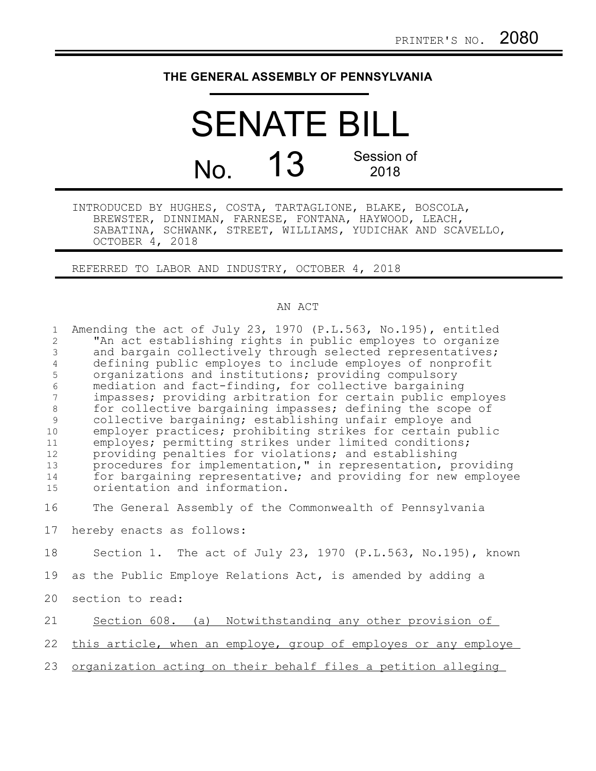PRINTER'S NO. 2080

# THE GENERAL ASSEMBLY OF PENNSYLVANIA

# SENATE BILL

## No. 13 Session of 2018

INTRODUCED BY HUGHES, COSTA, TARTAGLIONE, BLAKE, BOSCOLA, BREWSTER, DINNIMAN, FARNESE, FONTANA, HAYWOOD, LEACH, SABATINA, SCHWANK, STREET, WILLIAMS, YUDICHAK AND SCAVELLO, OCTOBER 4, 2018

REFERRED TO LABOR AND INDUSTRY, OCTOBER 4, 2018

AN ACT

Amending the act of July 23, 1970 (P.L.563, No.195), entitled "An act establishing rights in public employes to organize and bargain collectively through selected representatives; defining public employes to include employes of nonprofit organizations and institutions; providing compulsory mediation and fact-finding, for collective bargaining impasses; providing arbitration for certain public employes for collective bargaining impasses; defining the scope of collective bargaining; establishing unfair employe and employer practices; prohibiting strikes for certain public employes; permitting strikes under limited conditions; providing penalties for violations; and establishing procedures for implementation," in representation, providing for bargaining representative; and providing for new employee orientation and information.

The General Assembly of the Commonwealth of Pennsylvania hereby enacts as follows:

Section 1. The act of July 23, 1970 (P.L.563, No.195), known as the Public Employe Relations Act, is amended by adding a section to read:

Section 608. (a) Notwithstanding any other provision of this article, when an employe, group of employes or any employe organization acting on their behalf files a petition alleging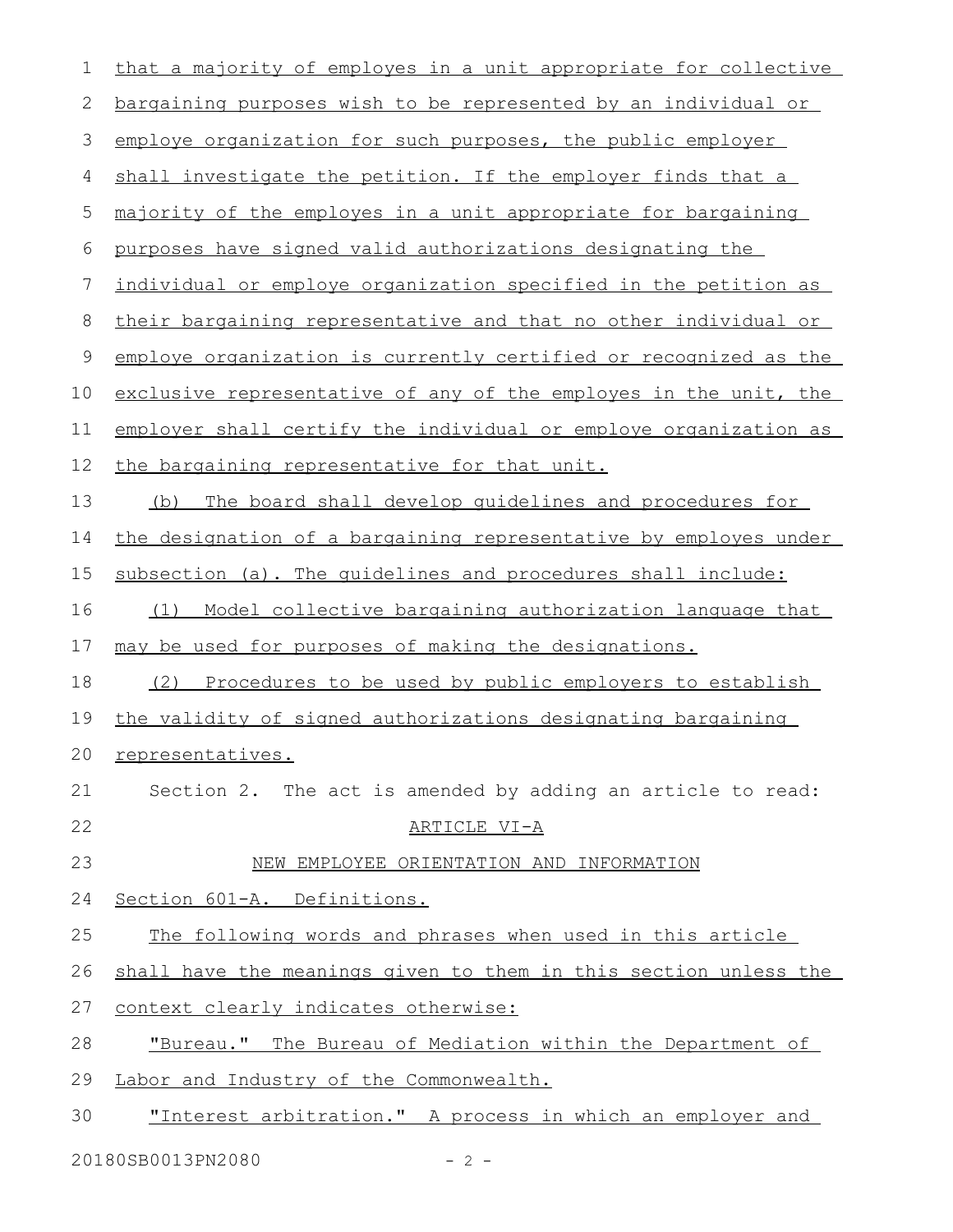that a majority of employes in a unit appropriate for collective bargaining purposes wish to be represented by an individual or employe organization for such purposes, the public employer shall investigate the petition. If the employer finds that a majority of the employes in a unit appropriate for bargaining purposes have signed valid authorizations designating the individual or employe organization specified in the petition as their bargaining representative and that no other individual or employe organization is currently certified or recognized as the exclusive representative of any of the employes in the unit, the employer shall certify the individual or employe organization as the bargaining representative for that unit.

(b) The board shall develop guidelines and procedures for the designation of a bargaining representative by employes under subsection (a). The guidelines and procedures shall include:

(1) Model collective bargaining authorization language that may be used for purposes of making the designations.

(2) Procedures to be used by public employers to establish the validity of signed authorizations designating bargaining representatives.

Section 2. The act is amended by adding an article to read:

ARTICLE VI-A

NEW EMPLOYEE ORIENTATION AND INFORMATION

Section 601-A. Definitions.

The following words and phrases when used in this article shall have the meanings given to them in this section unless the context clearly indicates otherwise:

"Bureau." The Bureau of Mediation within the Department of Labor and Industry of the Commonwealth.

"Interest arbitration." A process in which an employer and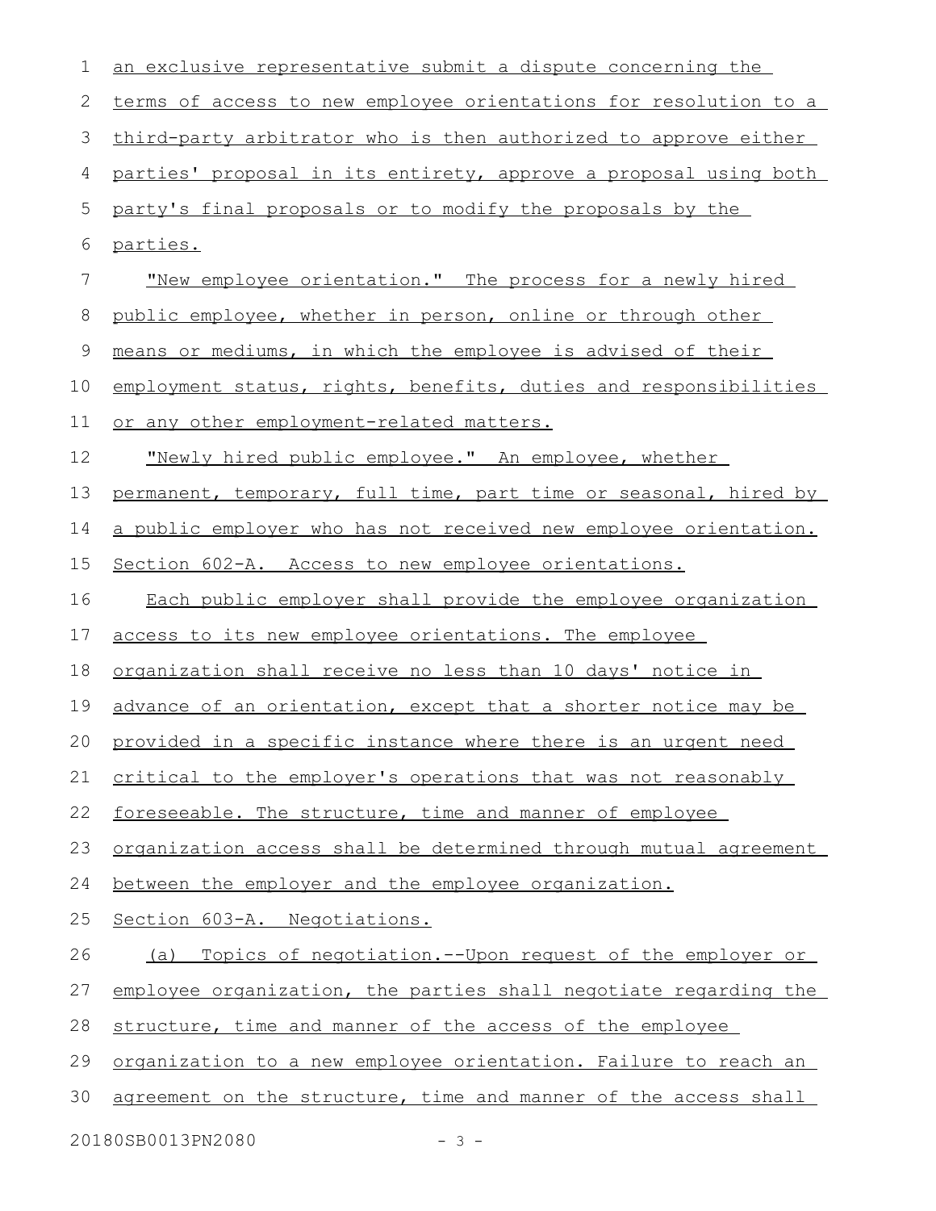an exclusive representative submit a dispute concerning the terms of access to new employee orientations for resolution to a third-party arbitrator who is then authorized to approve either parties' proposal in its entirety, approve a proposal using both party's final proposals or to modify the proposals by the parties.

"New employee orientation." The process for a newly hired public employee, whether in person, online or through other means or mediums, in which the employee is advised of their employment status, rights, benefits, duties and responsibilities or any other employment-related matters.

"Newly hired public employee." An employee, whether permanent, temporary, full time, part time or seasonal, hired by a public employer who has not received new employee orientation.

Section 602-A. Access to new employee orientations.

Each public employer shall provide the employee organization access to its new employee orientations. The employee organization shall receive no less than 10 days' notice in advance of an orientation, except that a shorter notice may be provided in a specific instance where there is an urgent need critical to the employer's operations that was not reasonably foreseeable. The structure, time and manner of employee organization access shall be determined through mutual agreement between the employer and the employee organization.

Section 603-A. Negotiations.

(a) Topics of negotiation.--Upon request of the employer or employee organization, the parties shall negotiate regarding the structure, time and manner of the access of the employee organization to a new employee orientation. Failure to reach an agreement on the structure, time and manner of the access shall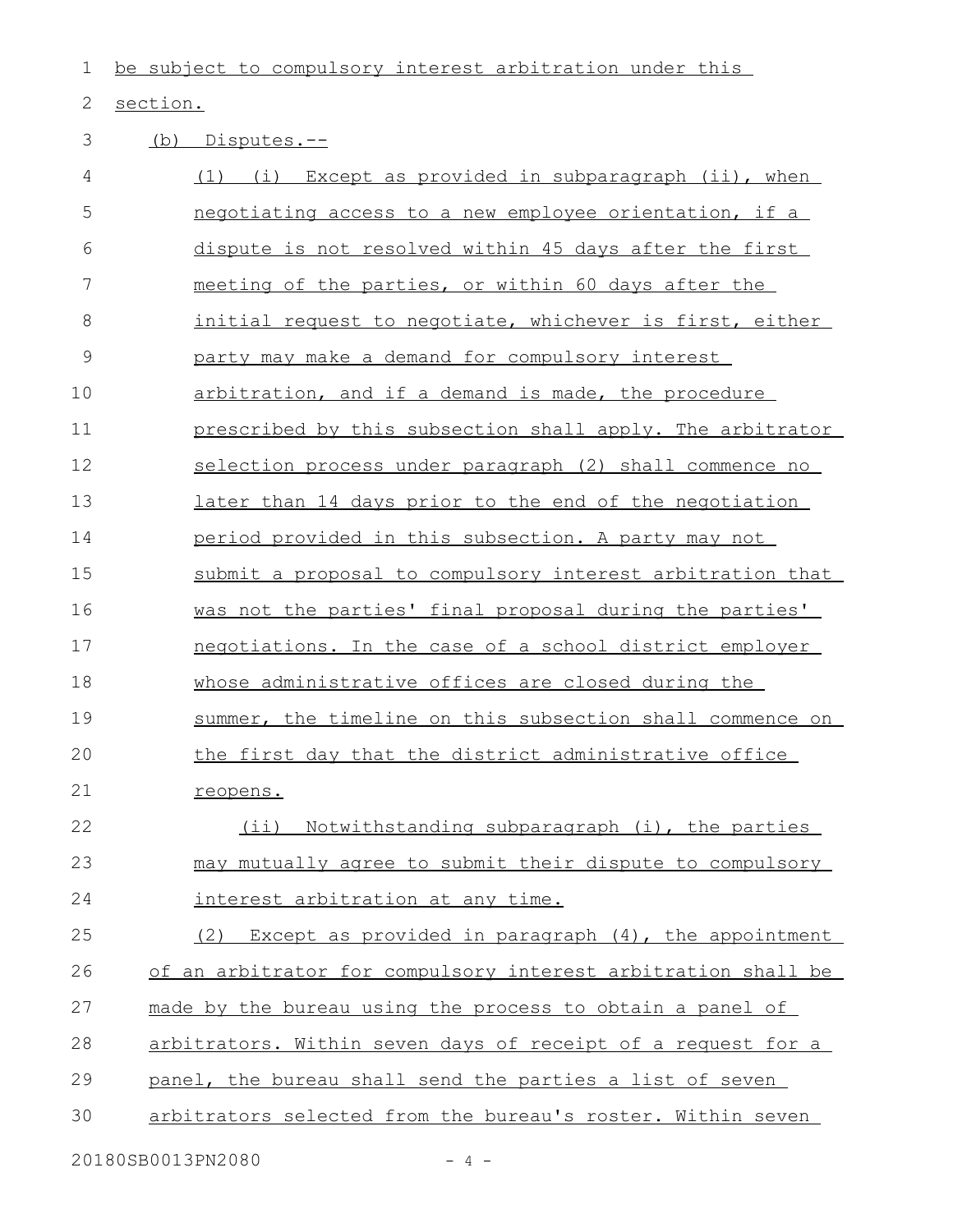be subject to compulsory interest arbitration under this section.

(b) Disputes.--

(1) (i) Except as provided in subparagraph (ii), when negotiating access to a new employee orientation, if a dispute is not resolved within 45 days after the first meeting of the parties, or within 60 days after the initial request to negotiate, whichever is first, either party may make a demand for compulsory interest arbitration, and if a demand is made, the procedure prescribed by this subsection shall apply. The arbitrator selection process under paragraph (2) shall commence no later than 14 days prior to the end of the negotiation period provided in this subsection. A party may not submit a proposal to compulsory interest arbitration that was not the parties' final proposal during the parties' negotiations. In the case of a school district employer whose administrative offices are closed during the summer, the timeline on this subsection shall commence on the first day that the district administrative office reopens.

(ii) Notwithstanding subparagraph (i), the parties may mutually agree to submit their dispute to compulsory interest arbitration at any time.

(2) Except as provided in paragraph (4), the appointment of an arbitrator for compulsory interest arbitration shall be made by the bureau using the process to obtain a panel of arbitrators. Within seven days of receipt of a request for a panel, the bureau shall send the parties a list of seven arbitrators selected from the bureau's roster. Within seven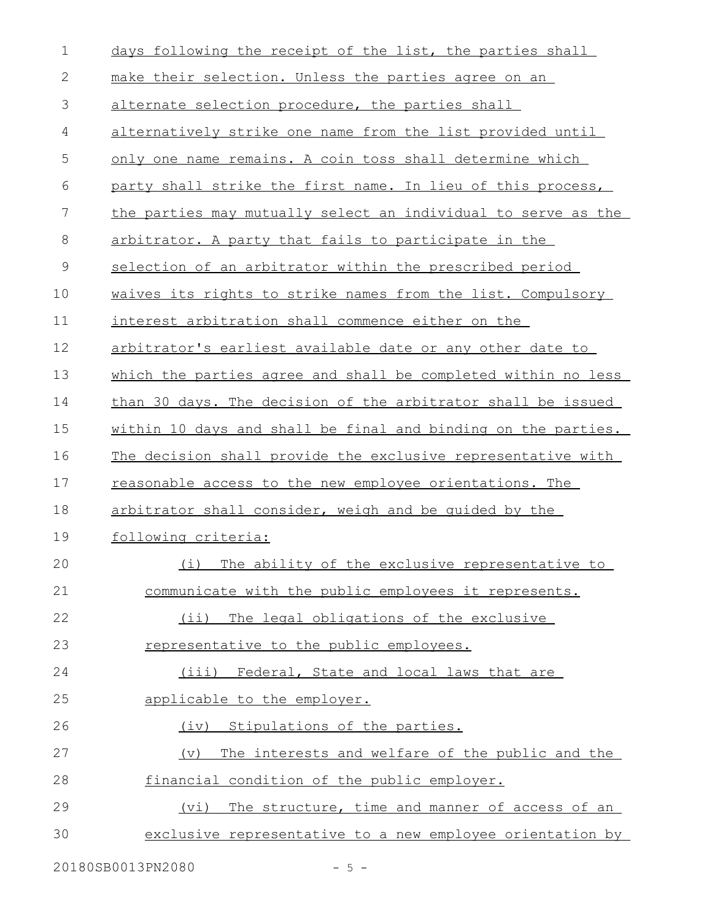days following the receipt of the list, the parties shall make their selection. Unless the parties agree on an alternate selection procedure, the parties shall alternatively strike one name from the list provided until only one name remains. A coin toss shall determine which party shall strike the first name. In lieu of this process, the parties may mutually select an individual to serve as the arbitrator. A party that fails to participate in the selection of an arbitrator within the prescribed period waives its rights to strike names from the list. Compulsory interest arbitration shall commence either on the arbitrator's earliest available date or any other date to which the parties agree and shall be completed within no less than 30 days. The decision of the arbitrator shall be issued within 10 days and shall be final and binding on the parties. The decision shall provide the exclusive representative with reasonable access to the new employee orientations. The arbitrator shall consider, weigh and be guided by the following criteria:

(i) The ability of the exclusive representative to communicate with the public employees it represents.

(ii) The legal obligations of the exclusive representative to the public employees.

(iii) Federal, State and local laws that are applicable to the employer.

(iv) Stipulations of the parties.

(v) The interests and welfare of the public and the financial condition of the public employer.

(vi) The structure, time and manner of access of an exclusive representative to a new employee orientation by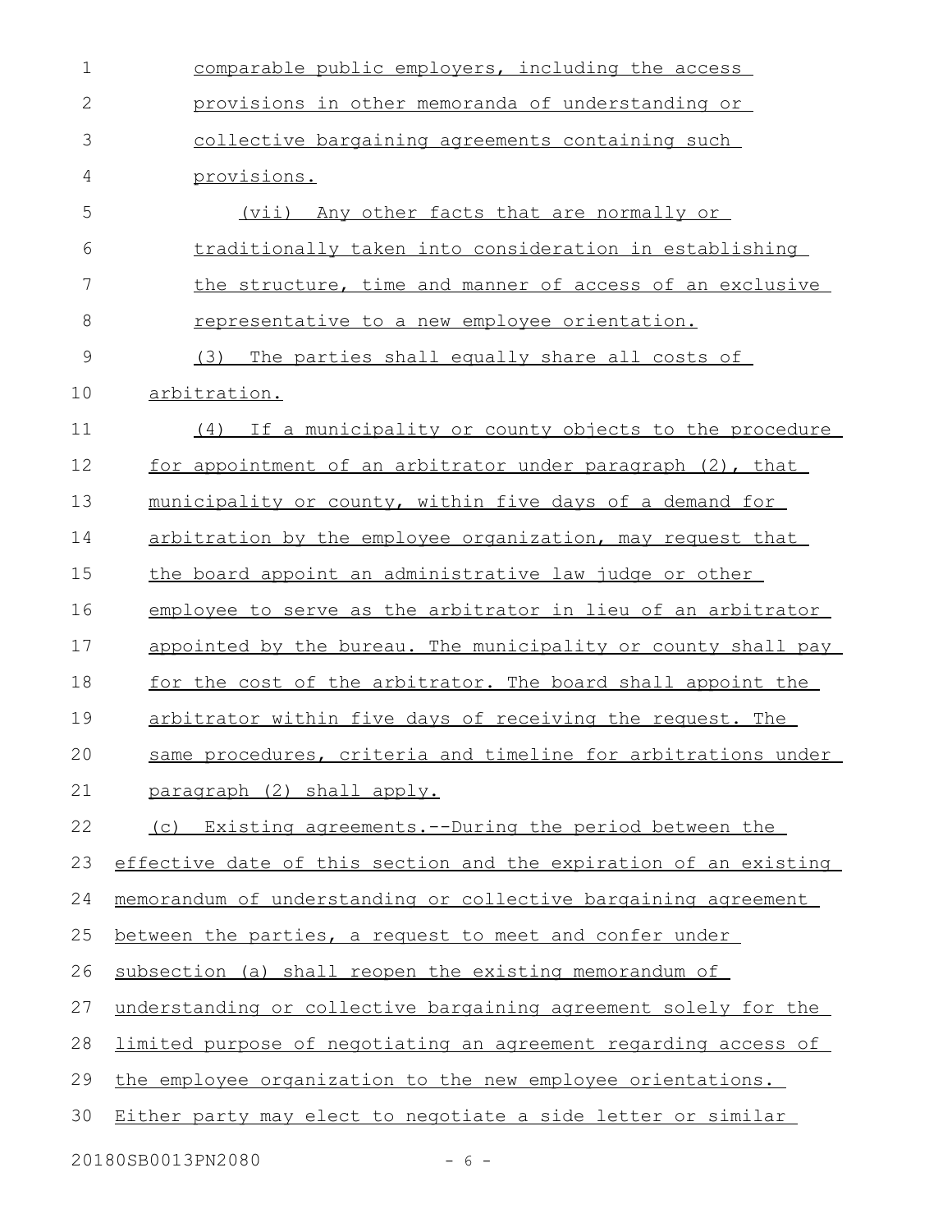comparable public employers, including the access provisions in other memoranda of understanding or collective bargaining agreements containing such provisions.

(vii) Any other facts that are normally or traditionally taken into consideration in establishing the structure, time and manner of access of an exclusive representative to a new employee orientation.

(3) The parties shall equally share all costs of arbitration.

(4) If a municipality or county objects to the procedure for appointment of an arbitrator under paragraph (2), that municipality or county, within five days of a demand for arbitration by the employee organization, may request that the board appoint an administrative law judge or other employee to serve as the arbitrator in lieu of an arbitrator appointed by the bureau. The municipality or county shall pay for the cost of the arbitrator. The board shall appoint the arbitrator within five days of receiving the request. The same procedures, criteria and timeline for arbitrations under paragraph (2) shall apply.

(c) Existing agreements.--During the period between the effective date of this section and the expiration of an existing memorandum of understanding or collective bargaining agreement between the parties, a request to meet and confer under subsection (a) shall reopen the existing memorandum of understanding or collective bargaining agreement solely for the limited purpose of negotiating an agreement regarding access of the employee organization to the new employee orientations. Either party may elect to negotiate a side letter or similar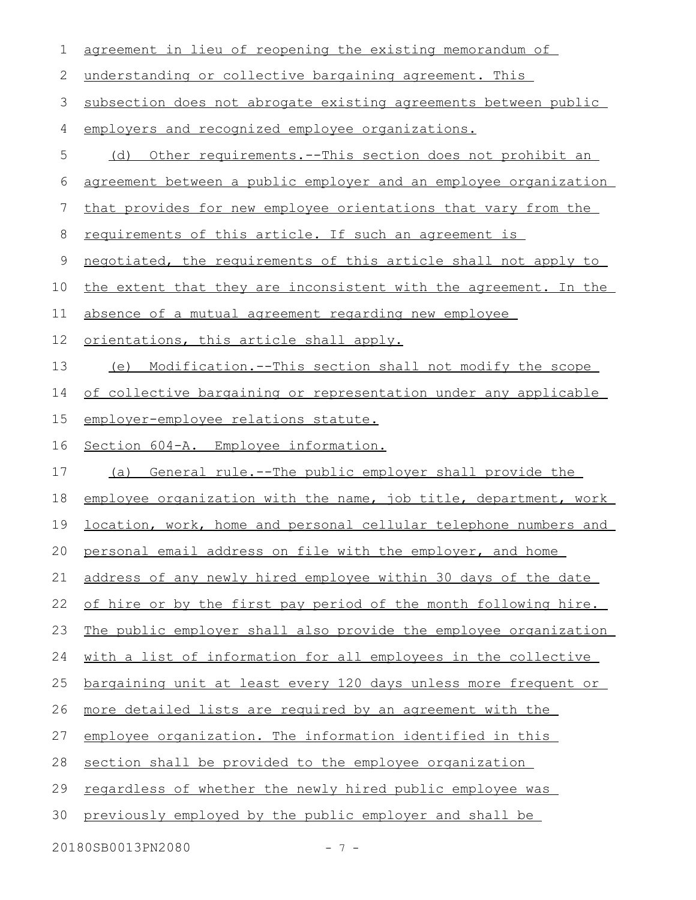agreement in lieu of reopening the existing memorandum of understanding or collective bargaining agreement. This subsection does not abrogate existing agreements between public employers and recognized employee organizations.

(d) Other requirements.--This section does not prohibit an agreement between a public employer and an employee organization that provides for new employee orientations that vary from the requirements of this article. If such an agreement is negotiated, the requirements of this article shall not apply to the extent that they are inconsistent with the agreement. In the absence of a mutual agreement regarding new employee orientations, this article shall apply.

(e) Modification.--This section shall not modify the scope of collective bargaining or representation under any applicable employer-employee relations statute.

Section 604-A. Employee information.

(a) General rule.--The public employer shall provide the employee organization with the name, job title, department, work location, work, home and personal cellular telephone numbers and personal email address on file with the employer, and home address of any newly hired employee within 30 days of the date of hire or by the first pay period of the month following hire. The public employer shall also provide the employee organization with a list of information for all employees in the collective bargaining unit at least every 120 days unless more frequent or more detailed lists are required by an agreement with the employee organization. The information identified in this section shall be provided to the employee organization regardless of whether the newly hired public employee was previously employed by the public employer and shall be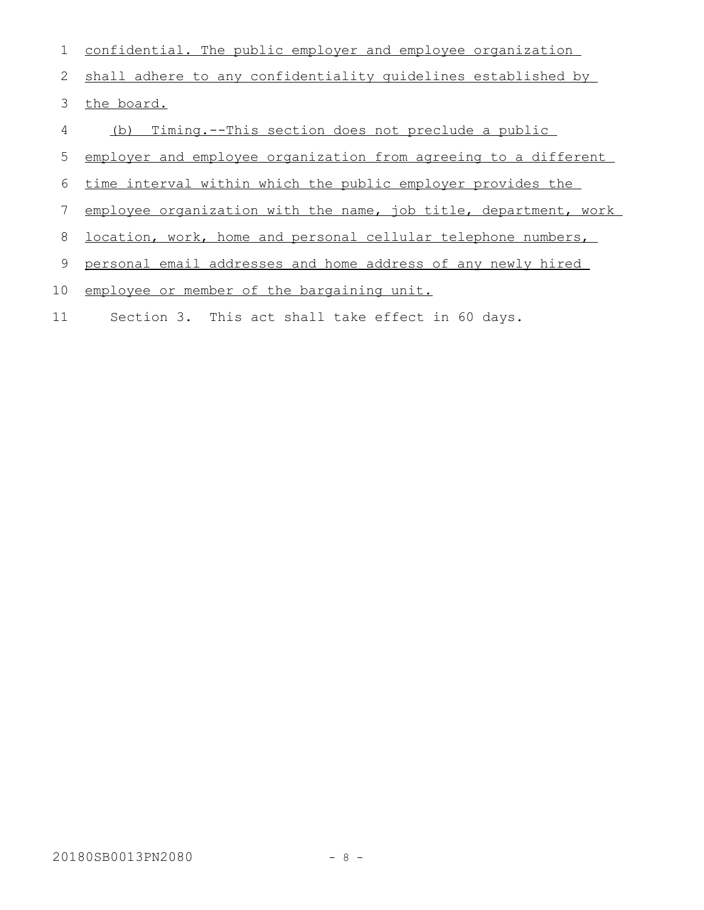confidential. The public employer and employee organization shall adhere to any confidentiality guidelines established by the board.

(b) Timing.--This section does not preclude a public employer and employee organization from agreeing to a different time interval within which the public employer provides the employee organization with the name, job title, department, work location, work, home and personal cellular telephone numbers, personal email addresses and home address of any newly hired employee or member of the bargaining unit.

Section 3. This act shall take effect in 60 days.